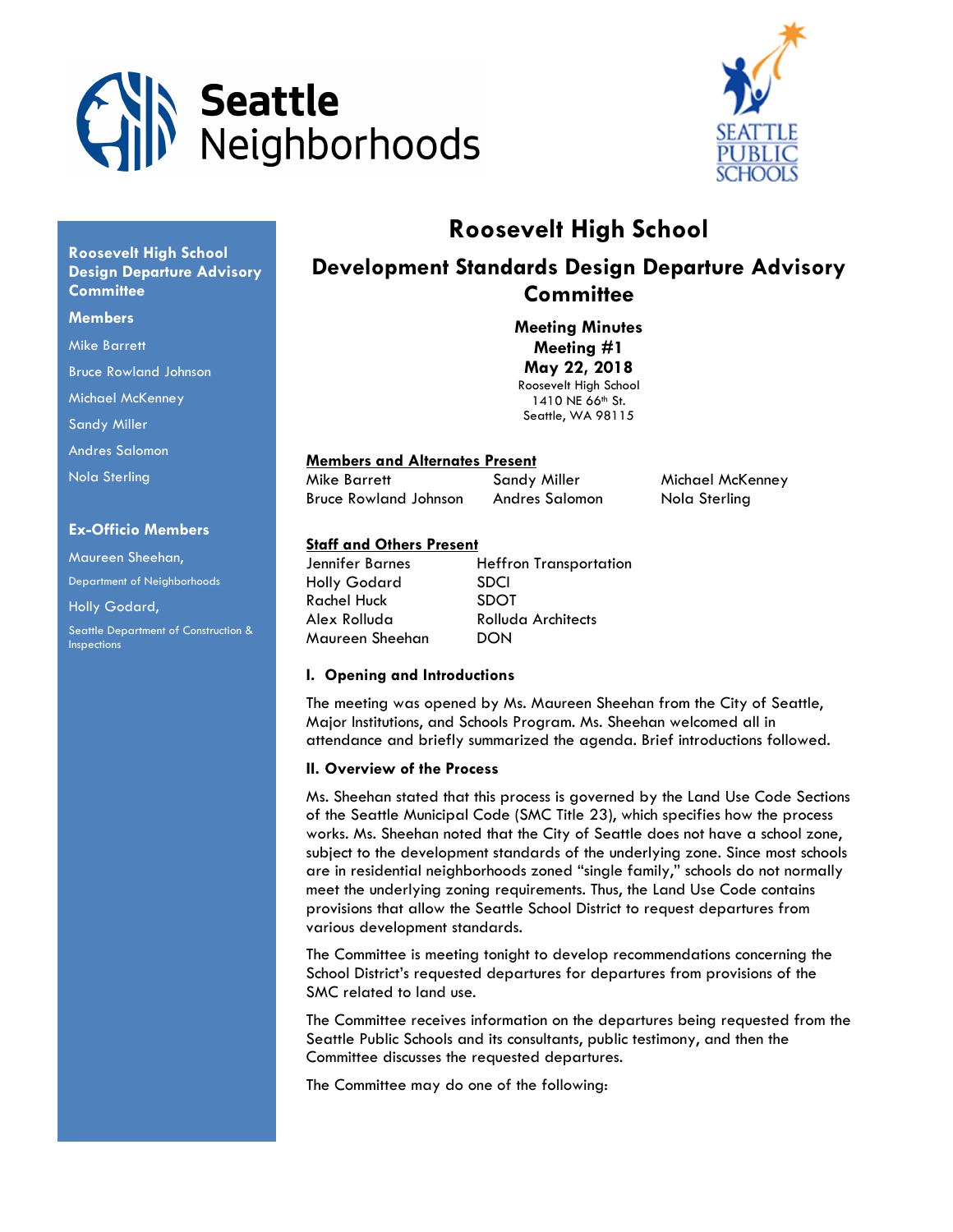Seattle Neighborhoods

SEATTLE PUBLIC SCHOOLS

**Roosevelt High School Design Departure Advisory Committee**

**Members**

Mike Barrett

Bruce Rowland Johnson

Michael McKenney

Sandy Miller

Andres Salomon

Nola Sterling

**Ex-Officio Members**

Maureen Sheehan, Department of Neighborhoods

Holly Godard, Seattle Department of Construction & Inspections

# Roosevelt High School

## Development Standards Design Departure Advisory Committee

**Meeting Minutes**
**Meeting #1**
**May 22, 2018**
Roosevelt High School
1410 NE 66th St.
Seattle, WA 98115

**Members and Alternates Present**

| | | |
|---|---|---|
| Mike Barrett | Sandy Miller | Michael McKenney |
| Bruce Rowland Johnson | Andres Salomon | Nola Sterling |

**Staff and Others Present**

| | |
|---|---|
| Jennifer Barnes | Heffron Transportation |
| Holly Godard | SDCI |
| Rachel Huck | SDOT |
| Alex Rolluda | Rolluda Architects |
| Maureen Sheehan | DON |

### I. Opening and Introductions

The meeting was opened by Ms. Maureen Sheehan from the City of Seattle, Major Institutions, and Schools Program. Ms. Sheehan welcomed all in attendance and briefly summarized the agenda. Brief introductions followed.

### II. Overview of the Process

Ms. Sheehan stated that this process is governed by the Land Use Code Sections of the Seattle Municipal Code (SMC Title 23), which specifies how the process works. Ms. Sheehan noted that the City of Seattle does not have a school zone, subject to the development standards of the underlying zone. Since most schools are in residential neighborhoods zoned "single family," schools do not normally meet the underlying zoning requirements. Thus, the Land Use Code contains provisions that allow the Seattle School District to request departures from various development standards.

The Committee is meeting tonight to develop recommendations concerning the School District's requested departures for departures from provisions of the SMC related to land use.

The Committee receives information on the departures being requested from the Seattle Public Schools and its consultants, public testimony, and then the Committee discusses the requested departures.

The Committee may do one of the following: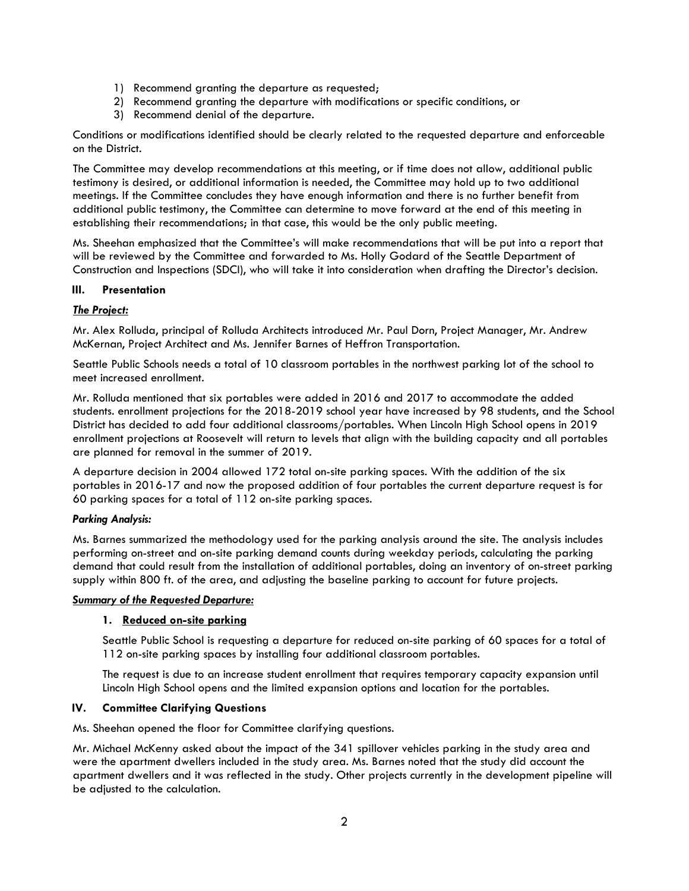1) Recommend granting the departure as requested;
2) Recommend granting the departure with modifications or specific conditions, or
3) Recommend denial of the departure.

Conditions or modifications identified should be clearly related to the requested departure and enforceable on the District.

The Committee may develop recommendations at this meeting, or if time does not allow, additional public testimony is desired, or additional information is needed, the Committee may hold up to two additional meetings. If the Committee concludes they have enough information and there is no further benefit from additional public testimony, the Committee can determine to move forward at the end of this meeting in establishing their recommendations; in that case, this would be the only public meeting.

Ms. Sheehan emphasized that the Committee's will make recommendations that will be put into a report that will be reviewed by the Committee and forwarded to Ms. Holly Godard of the Seattle Department of Construction and Inspections (SDCI), who will take it into consideration when drafting the Director's decision.

## III. Presentation

***The Project:***

Mr. Alex Rolluda, principal of Rolluda Architects introduced Mr. Paul Dorn, Project Manager, Mr. Andrew McKernan, Project Architect and Ms. Jennifer Barnes of Heffron Transportation.

Seattle Public Schools needs a total of 10 classroom portables in the northwest parking lot of the school to meet increased enrollment.

Mr. Rolluda mentioned that six portables were added in 2016 and 2017 to accommodate the added students. enrollment projections for the 2018-2019 school year have increased by 98 students, and the School District has decided to add four additional classrooms/portables. When Lincoln High School opens in 2019 enrollment projections at Roosevelt will return to levels that align with the building capacity and all portables are planned for removal in the summer of 2019.

A departure decision in 2004 allowed 172 total on-site parking spaces. With the addition of the six portables in 2016-17 and now the proposed addition of four portables the current departure request is for 60 parking spaces for a total of 112 on-site parking spaces.

*Parking Analysis:*

Ms. Barnes summarized the methodology used for the parking analysis around the site. The analysis includes performing on-street and on-site parking demand counts during weekday periods, calculating the parking demand that could result from the installation of additional portables, doing an inventory of on-street parking supply within 800 ft. of the area, and adjusting the baseline parking to account for future projects.

***Summary of the Requested Departure:***

1. **Reduced on-site parking**

   Seattle Public School is requesting a departure for reduced on-site parking of 60 spaces for a total of 112 on-site parking spaces by installing four additional classroom portables.

   The request is due to an increase student enrollment that requires temporary capacity expansion until Lincoln High School opens and the limited expansion options and location for the portables.

## IV. Committee Clarifying Questions

Ms. Sheehan opened the floor for Committee clarifying questions.

Mr. Michael McKenny asked about the impact of the 341 spillover vehicles parking in the study area and were the apartment dwellers included in the study area. Ms. Barnes noted that the study did account the apartment dwellers and it was reflected in the study. Other projects currently in the development pipeline will be adjusted to the calculation.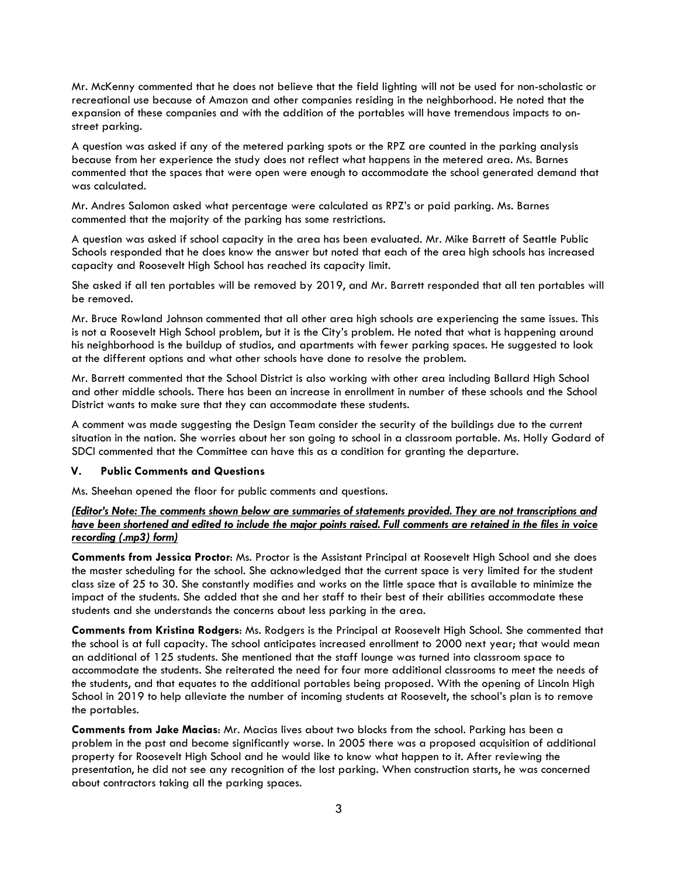Mr. McKenny commented that he does not believe that the field lighting will not be used for non-scholastic or recreational use because of Amazon and other companies residing in the neighborhood. He noted that the expansion of these companies and with the addition of the portables will have tremendous impacts to on-street parking.

A question was asked if any of the metered parking spots or the RPZ are counted in the parking analysis because from her experience the study does not reflect what happens in the metered area. Ms. Barnes commented that the spaces that were open were enough to accommodate the school generated demand that was calculated.

Mr. Andres Salomon asked what percentage were calculated as RPZ's or paid parking. Ms. Barnes commented that the majority of the parking has some restrictions.

A question was asked if school capacity in the area has been evaluated. Mr. Mike Barrett of Seattle Public Schools responded that he does know the answer but noted that each of the area high schools has increased capacity and Roosevelt High School has reached its capacity limit.

She asked if all ten portables will be removed by 2019, and Mr. Barrett responded that all ten portables will be removed.

Mr. Bruce Rowland Johnson commented that all other area high schools are experiencing the same issues. This is not a Roosevelt High School problem, but it is the City's problem. He noted that what is happening around his neighborhood is the buildup of studios, and apartments with fewer parking spaces. He suggested to look at the different options and what other schools have done to resolve the problem.

Mr. Barrett commented that the School District is also working with other area including Ballard High School and other middle schools. There has been an increase in enrollment in number of these schools and the School District wants to make sure that they can accommodate these students.

A comment was made suggesting the Design Team consider the security of the buildings due to the current situation in the nation. She worries about her son going to school in a classroom portable. Ms. Holly Godard of SDCI commented that the Committee can have this as a condition for granting the departure.

## V. Public Comments and Questions

Ms. Sheehan opened the floor for public comments and questions.

***(Editor's Note: The comments shown below are summaries of statements provided. They are not transcriptions and have been shortened and edited to include the major points raised. Full comments are retained in the files in voice recording (.mp3) form)***

**Comments from Jessica Proctor**: Ms. Proctor is the Assistant Principal at Roosevelt High School and she does the master scheduling for the school. She acknowledged that the current space is very limited for the student class size of 25 to 30. She constantly modifies and works on the little space that is available to minimize the impact of the students. She added that she and her staff to their best of their abilities accommodate these students and she understands the concerns about less parking in the area.

**Comments from Kristina Rodgers**: Ms. Rodgers is the Principal at Roosevelt High School. She commented that the school is at full capacity. The school anticipates increased enrollment to 2000 next year; that would mean an additional of 125 students. She mentioned that the staff lounge was turned into classroom space to accommodate the students. She reiterated the need for four more additional classrooms to meet the needs of the students, and that equates to the additional portables being proposed. With the opening of Lincoln High School in 2019 to help alleviate the number of incoming students at Roosevelt, the school's plan is to remove the portables.

**Comments from Jake Macias**: Mr. Macias lives about two blocks from the school. Parking has been a problem in the past and become significantly worse. In 2005 there was a proposed acquisition of additional property for Roosevelt High School and he would like to know what happen to it. After reviewing the presentation, he did not see any recognition of the lost parking. When construction starts, he was concerned about contractors taking all the parking spaces.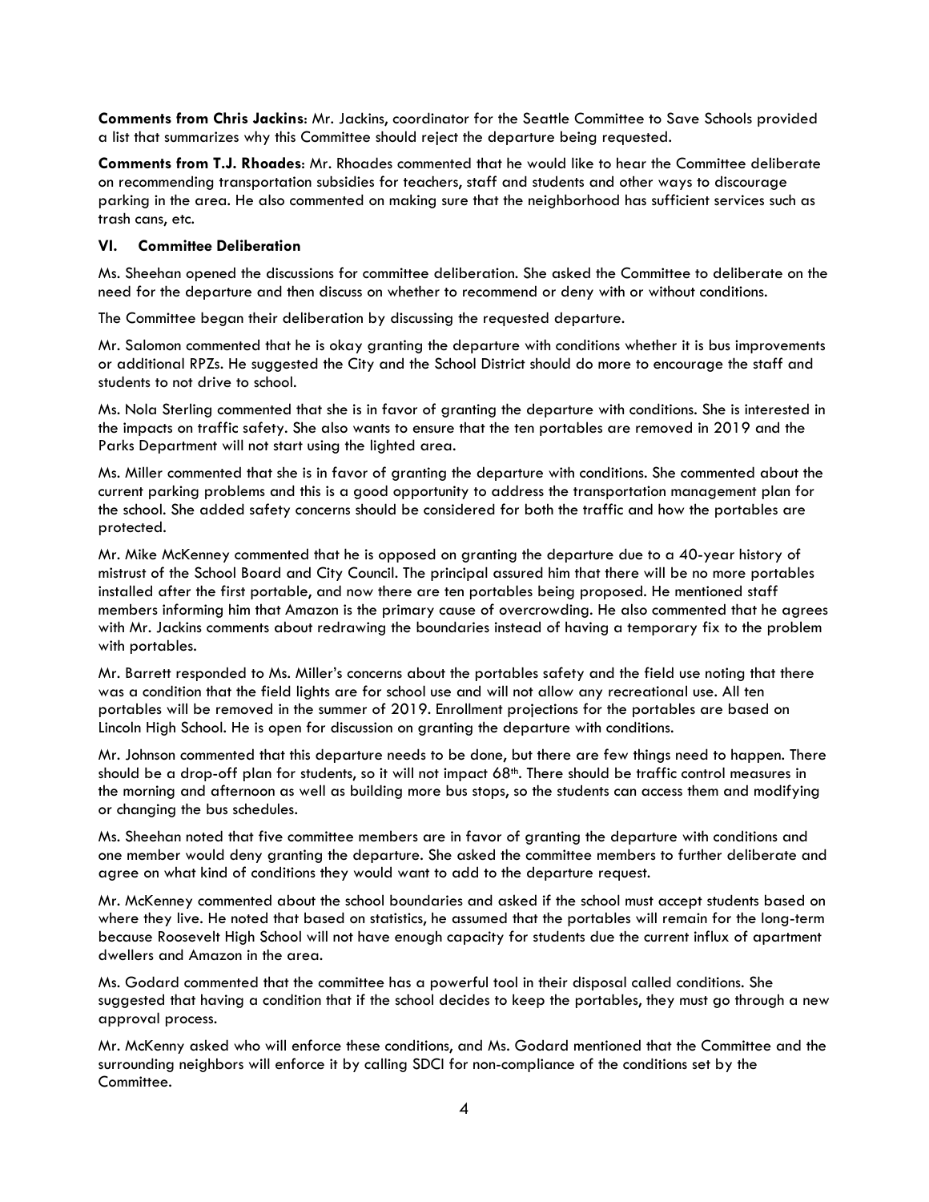**Comments from Chris Jackins**: Mr. Jackins, coordinator for the Seattle Committee to Save Schools provided a list that summarizes why this Committee should reject the departure being requested.

**Comments from T.J. Rhoades**: Mr. Rhoades commented that he would like to hear the Committee deliberate on recommending transportation subsidies for teachers, staff and students and other ways to discourage parking in the area. He also commented on making sure that the neighborhood has sufficient services such as trash cans, etc.

## VI. Committee Deliberation

Ms. Sheehan opened the discussions for committee deliberation. She asked the Committee to deliberate on the need for the departure and then discuss on whether to recommend or deny with or without conditions.

The Committee began their deliberation by discussing the requested departure.

Mr. Salomon commented that he is okay granting the departure with conditions whether it is bus improvements or additional RPZs. He suggested the City and the School District should do more to encourage the staff and students to not drive to school.

Ms. Nola Sterling commented that she is in favor of granting the departure with conditions. She is interested in the impacts on traffic safety. She also wants to ensure that the ten portables are removed in 2019 and the Parks Department will not start using the lighted area.

Ms. Miller commented that she is in favor of granting the departure with conditions. She commented about the current parking problems and this is a good opportunity to address the transportation management plan for the school. She added safety concerns should be considered for both the traffic and how the portables are protected.

Mr. Mike McKenney commented that he is opposed on granting the departure due to a 40-year history of mistrust of the School Board and City Council. The principal assured him that there will be no more portables installed after the first portable, and now there are ten portables being proposed. He mentioned staff members informing him that Amazon is the primary cause of overcrowding. He also commented that he agrees with Mr. Jackins comments about redrawing the boundaries instead of having a temporary fix to the problem with portables.

Mr. Barrett responded to Ms. Miller's concerns about the portables safety and the field use noting that there was a condition that the field lights are for school use and will not allow any recreational use. All ten portables will be removed in the summer of 2019. Enrollment projections for the portables are based on Lincoln High School. He is open for discussion on granting the departure with conditions.

Mr. Johnson commented that this departure needs to be done, but there are few things need to happen. There should be a drop-off plan for students, so it will not impact 68th. There should be traffic control measures in the morning and afternoon as well as building more bus stops, so the students can access them and modifying or changing the bus schedules.

Ms. Sheehan noted that five committee members are in favor of granting the departure with conditions and one member would deny granting the departure. She asked the committee members to further deliberate and agree on what kind of conditions they would want to add to the departure request.

Mr. McKenney commented about the school boundaries and asked if the school must accept students based on where they live. He noted that based on statistics, he assumed that the portables will remain for the long-term because Roosevelt High School will not have enough capacity for students due the current influx of apartment dwellers and Amazon in the area.

Ms. Godard commented that the committee has a powerful tool in their disposal called conditions. She suggested that having a condition that if the school decides to keep the portables, they must go through a new approval process.

Mr. McKenny asked who will enforce these conditions, and Ms. Godard mentioned that the Committee and the surrounding neighbors will enforce it by calling SDCI for non-compliance of the conditions set by the Committee.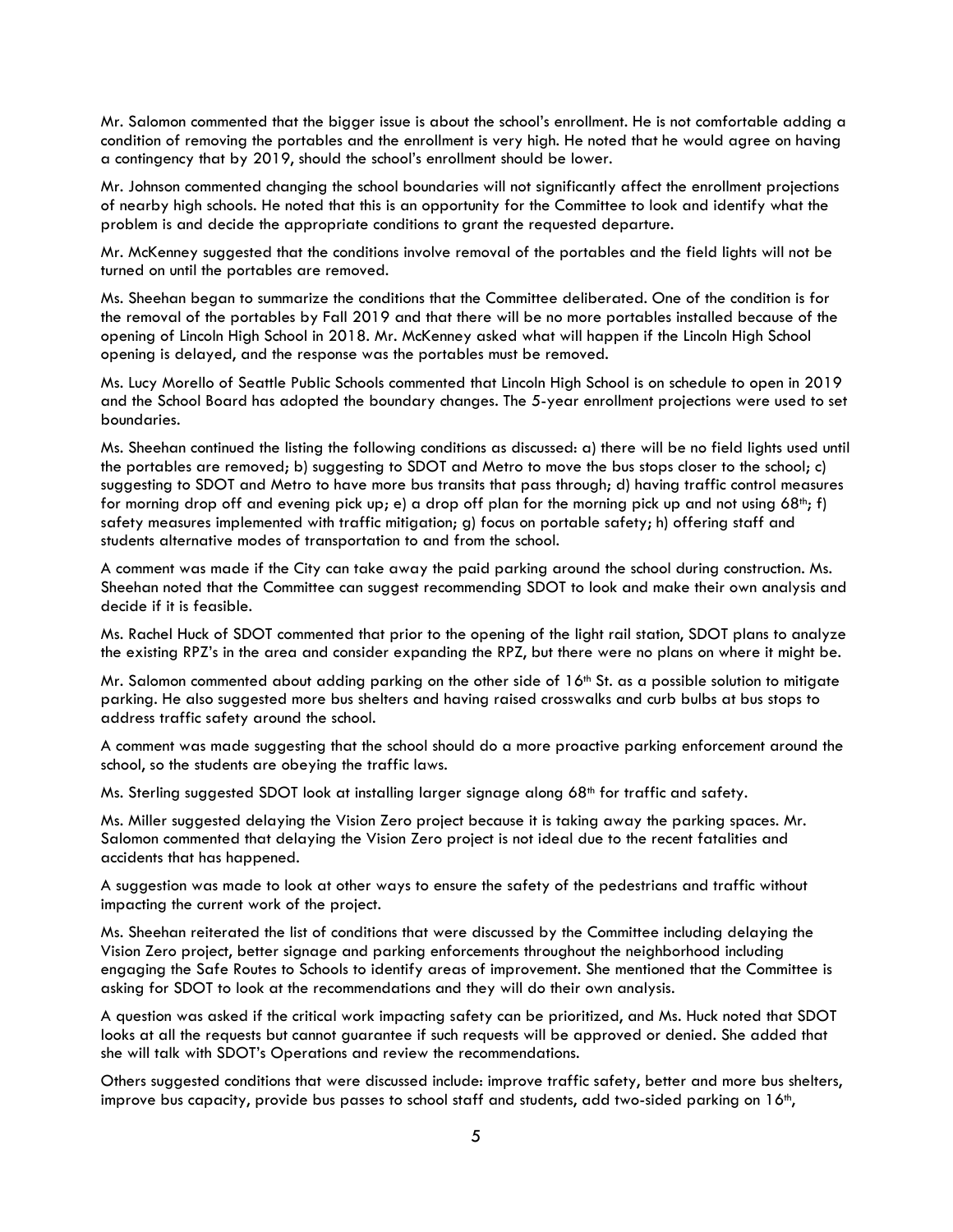Mr. Salomon commented that the bigger issue is about the school's enrollment. He is not comfortable adding a condition of removing the portables and the enrollment is very high. He noted that he would agree on having a contingency that by 2019, should the school's enrollment should be lower.

Mr. Johnson commented changing the school boundaries will not significantly affect the enrollment projections of nearby high schools. He noted that this is an opportunity for the Committee to look and identify what the problem is and decide the appropriate conditions to grant the requested departure.

Mr. McKenney suggested that the conditions involve removal of the portables and the field lights will not be turned on until the portables are removed.

Ms. Sheehan began to summarize the conditions that the Committee deliberated. One of the condition is for the removal of the portables by Fall 2019 and that there will be no more portables installed because of the opening of Lincoln High School in 2018. Mr. McKenney asked what will happen if the Lincoln High School opening is delayed, and the response was the portables must be removed.

Ms. Lucy Morello of Seattle Public Schools commented that Lincoln High School is on schedule to open in 2019 and the School Board has adopted the boundary changes. The 5-year enrollment projections were used to set boundaries.

Ms. Sheehan continued the listing the following conditions as discussed: a) there will be no field lights used until the portables are removed; b) suggesting to SDOT and Metro to move the bus stops closer to the school; c) suggesting to SDOT and Metro to have more bus transits that pass through; d) having traffic control measures for morning drop off and evening pick up; e) a drop off plan for the morning pick up and not using 68th; f) safety measures implemented with traffic mitigation; g) focus on portable safety; h) offering staff and students alternative modes of transportation to and from the school.

A comment was made if the City can take away the paid parking around the school during construction. Ms. Sheehan noted that the Committee can suggest recommending SDOT to look and make their own analysis and decide if it is feasible.

Ms. Rachel Huck of SDOT commented that prior to the opening of the light rail station, SDOT plans to analyze the existing RPZ's in the area and consider expanding the RPZ, but there were no plans on where it might be.

Mr. Salomon commented about adding parking on the other side of 16th St. as a possible solution to mitigate parking. He also suggested more bus shelters and having raised crosswalks and curb bulbs at bus stops to address traffic safety around the school.

A comment was made suggesting that the school should do a more proactive parking enforcement around the school, so the students are obeying the traffic laws.

Ms. Sterling suggested SDOT look at installing larger signage along 68th for traffic and safety.

Ms. Miller suggested delaying the Vision Zero project because it is taking away the parking spaces. Mr. Salomon commented that delaying the Vision Zero project is not ideal due to the recent fatalities and accidents that has happened.

A suggestion was made to look at other ways to ensure the safety of the pedestrians and traffic without impacting the current work of the project.

Ms. Sheehan reiterated the list of conditions that were discussed by the Committee including delaying the Vision Zero project, better signage and parking enforcements throughout the neighborhood including engaging the Safe Routes to Schools to identify areas of improvement. She mentioned that the Committee is asking for SDOT to look at the recommendations and they will do their own analysis.

A question was asked if the critical work impacting safety can be prioritized, and Ms. Huck noted that SDOT looks at all the requests but cannot guarantee if such requests will be approved or denied. She added that she will talk with SDOT's Operations and review the recommendations.

Others suggested conditions that were discussed include: improve traffic safety, better and more bus shelters, improve bus capacity, provide bus passes to school staff and students, add two-sided parking on 16th,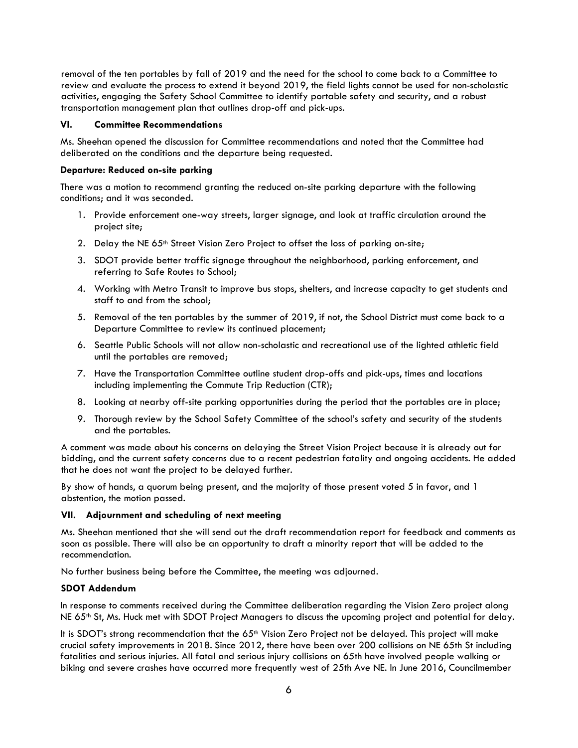removal of the ten portables by fall of 2019 and the need for the school to come back to a Committee to review and evaluate the process to extend it beyond 2019, the field lights cannot be used for non-scholastic activities, engaging the Safety School Committee to identify portable safety and security, and a robust transportation management plan that outlines drop-off and pick-ups.

## VI. Committee Recommendations

Ms. Sheehan opened the discussion for Committee recommendations and noted that the Committee had deliberated on the conditions and the departure being requested.

**Departure: Reduced on-site parking**

There was a motion to recommend granting the reduced on-site parking departure with the following conditions; and it was seconded.

1. Provide enforcement one-way streets, larger signage, and look at traffic circulation around the project site;
2. Delay the NE 65th Street Vision Zero Project to offset the loss of parking on-site;
3. SDOT provide better traffic signage throughout the neighborhood, parking enforcement, and referring to Safe Routes to School;
4. Working with Metro Transit to improve bus stops, shelters, and increase capacity to get students and staff to and from the school;
5. Removal of the ten portables by the summer of 2019, if not, the School District must come back to a Departure Committee to review its continued placement;
6. Seattle Public Schools will not allow non-scholastic and recreational use of the lighted athletic field until the portables are removed;
7. Have the Transportation Committee outline student drop-offs and pick-ups, times and locations including implementing the Commute Trip Reduction (CTR);
8. Looking at nearby off-site parking opportunities during the period that the portables are in place;
9. Thorough review by the School Safety Committee of the school's safety and security of the students and the portables.

A comment was made about his concerns on delaying the Street Vision Project because it is already out for bidding, and the current safety concerns due to a recent pedestrian fatality and ongoing accidents. He added that he does not want the project to be delayed further.

By show of hands, a quorum being present, and the majority of those present voted 5 in favor, and 1 abstention, the motion passed.

## VII. Adjournment and scheduling of next meeting

Ms. Sheehan mentioned that she will send out the draft recommendation report for feedback and comments as soon as possible. There will also be an opportunity to draft a minority report that will be added to the recommendation.

No further business being before the Committee, the meeting was adjourned.

**SDOT Addendum**

In response to comments received during the Committee deliberation regarding the Vision Zero project along NE 65th St, Ms. Huck met with SDOT Project Managers to discuss the upcoming project and potential for delay.

It is SDOT's strong recommendation that the 65th Vision Zero Project not be delayed. This project will make crucial safety improvements in 2018. Since 2012, there have been over 200 collisions on NE 65th St including fatalities and serious injuries. All fatal and serious injury collisions on 65th have involved people walking or biking and severe crashes have occurred more frequently west of 25th Ave NE. In June 2016, Councilmember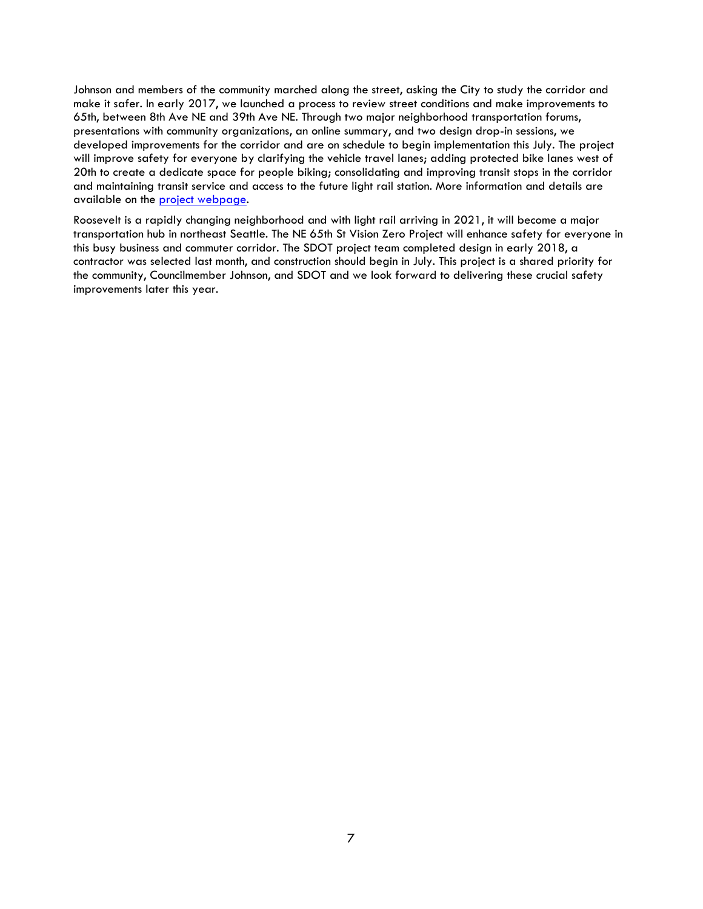Johnson and members of the community marched along the street, asking the City to study the corridor and make it safer. In early 2017, we launched a process to review street conditions and make improvements to 65th, between 8th Ave NE and 39th Ave NE. Through two major neighborhood transportation forums, presentations with community organizations, an online summary, and two design drop-in sessions, we developed improvements for the corridor and are on schedule to begin implementation this July. The project will improve safety for everyone by clarifying the vehicle travel lanes; adding protected bike lanes west of 20th to create a dedicate space for people biking; consolidating and improving transit stops in the corridor and maintaining transit service and access to the future light rail station. More information and details are available on the [project webpage](#).

Roosevelt is a rapidly changing neighborhood and with light rail arriving in 2021, it will become a major transportation hub in northeast Seattle. The NE 65th St Vision Zero Project will enhance safety for everyone in this busy business and commuter corridor. The SDOT project team completed design in early 2018, a contractor was selected last month, and construction should begin in July. This project is a shared priority for the community, Councilmember Johnson, and SDOT and we look forward to delivering these crucial safety improvements later this year.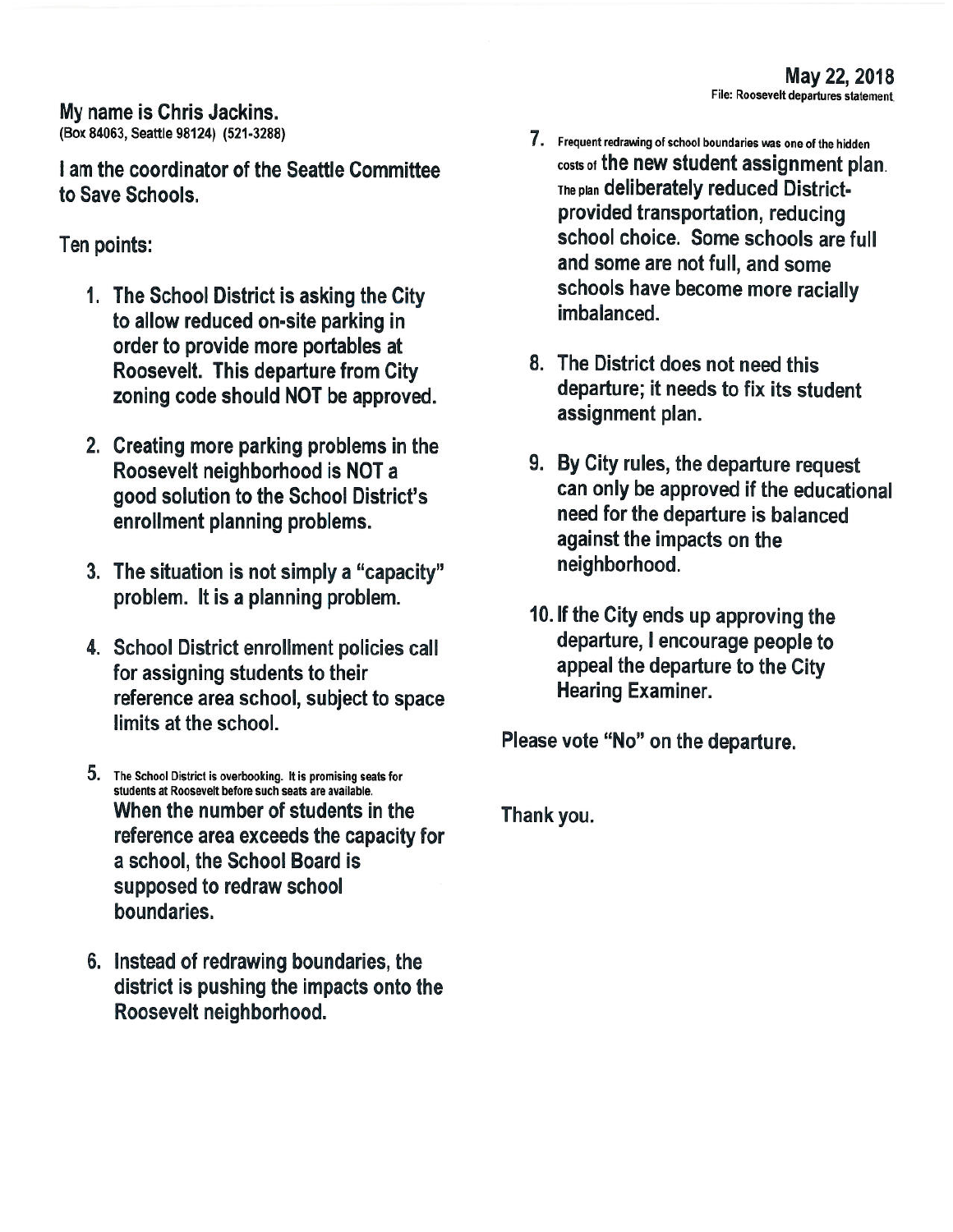May 22, 2018
File: Roosevelt departures statement

**My name is Chris Jackins.**
(Box 84063, Seattle 98124) (521-3288)

**I am the coordinator of the Seattle Committee to Save Schools.**

Ten points:

1. **The School District is asking the City to allow reduced on-site parking in order to provide more portables at Roosevelt. This departure from City zoning code should NOT be approved.**

2. **Creating more parking problems in the Roosevelt neighborhood is NOT a good solution to the School District's enrollment planning problems.**

3. **The situation is not simply a "capacity" problem. It is a planning problem.**

4. **School District enrollment policies call for assigning students to their reference area school, subject to space limits at the school.**

5. The School District is overbooking. It is promising seats for students at Roosevelt before such seats are available. **When the number of students in the reference area exceeds the capacity for a school, the School Board is supposed to redraw school boundaries.**

6. **Instead of redrawing boundaries, the district is pushing the impacts onto the Roosevelt neighborhood.**

7. Frequent redrawing of school boundaries was one of the hidden costs of **the new student assignment plan.** The plan **deliberately reduced District-provided transportation, reducing school choice. Some schools are full and some are not full, and some schools have become more racially imbalanced.**

8. **The District does not need this departure; it needs to fix its student assignment plan.**

9. **By City rules, the departure request can only be approved if the educational need for the departure is balanced against the impacts on the neighborhood.**

10. **If the City ends up approving the departure, I encourage people to appeal the departure to the City Hearing Examiner.**

Please vote "No" on the departure.

Thank you.